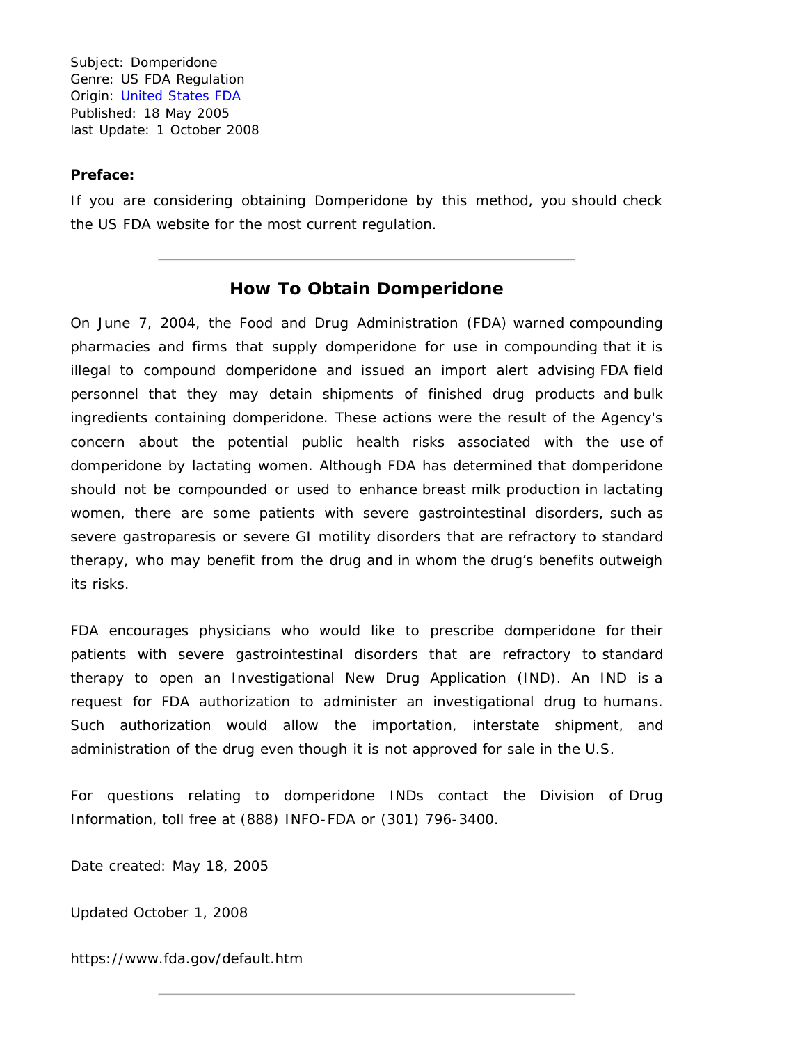Subject: Domperidone
Genre: US FDA Regulation
Origin: United States FDA
Published: 18 May 2005
last Update: 1 October 2008

**Preface:**

If you are considering obtaining Domperidone by this method, you should check the US FDA website for the most current regulation.

---

## How To Obtain Domperidone

On June 7, 2004, the Food and Drug Administration (FDA) warned compounding pharmacies and firms that supply domperidone for use in compounding that it is illegal to compound domperidone and issued an import alert advising FDA field personnel that they may detain shipments of finished drug products and bulk ingredients containing domperidone. These actions were the result of the Agency's concern about the potential public health risks associated with the use of domperidone by lactating women. Although FDA has determined that domperidone should not be compounded or used to enhance breast milk production in lactating women, there are some patients with severe gastrointestinal disorders, such as severe gastroparesis or severe GI motility disorders that are refractory to standard therapy, who may benefit from the drug and in whom the drug's benefits outweigh its risks.

FDA encourages physicians who would like to prescribe domperidone for their patients with severe gastrointestinal disorders that are refractory to standard therapy to open an Investigational New Drug Application (IND). An IND is a request for FDA authorization to administer an investigational drug to humans. Such authorization would allow the importation, interstate shipment, and administration of the drug even though it is not approved for sale in the U.S.

For questions relating to domperidone INDs contact the Division of Drug Information, toll free at (888) INFO-FDA or (301) 796-3400.

Date created: May 18, 2005

Updated October 1, 2008

https://www.fda.gov/default.htm

---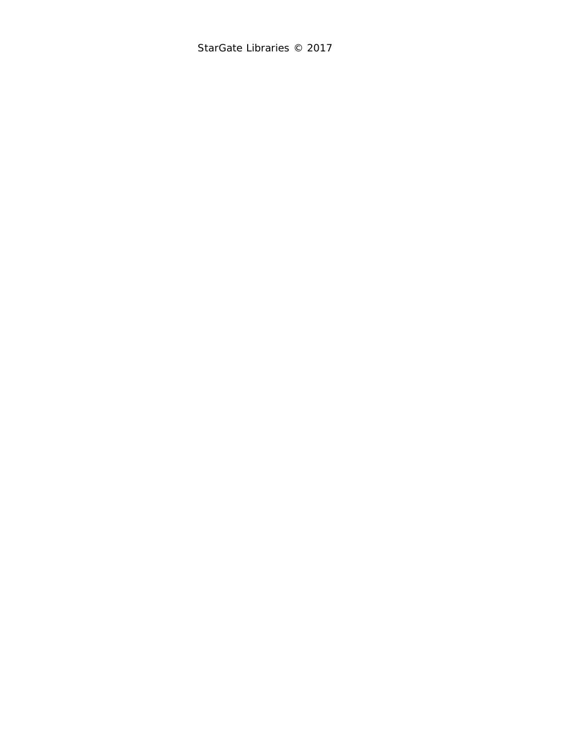StarGate Libraries © 2017